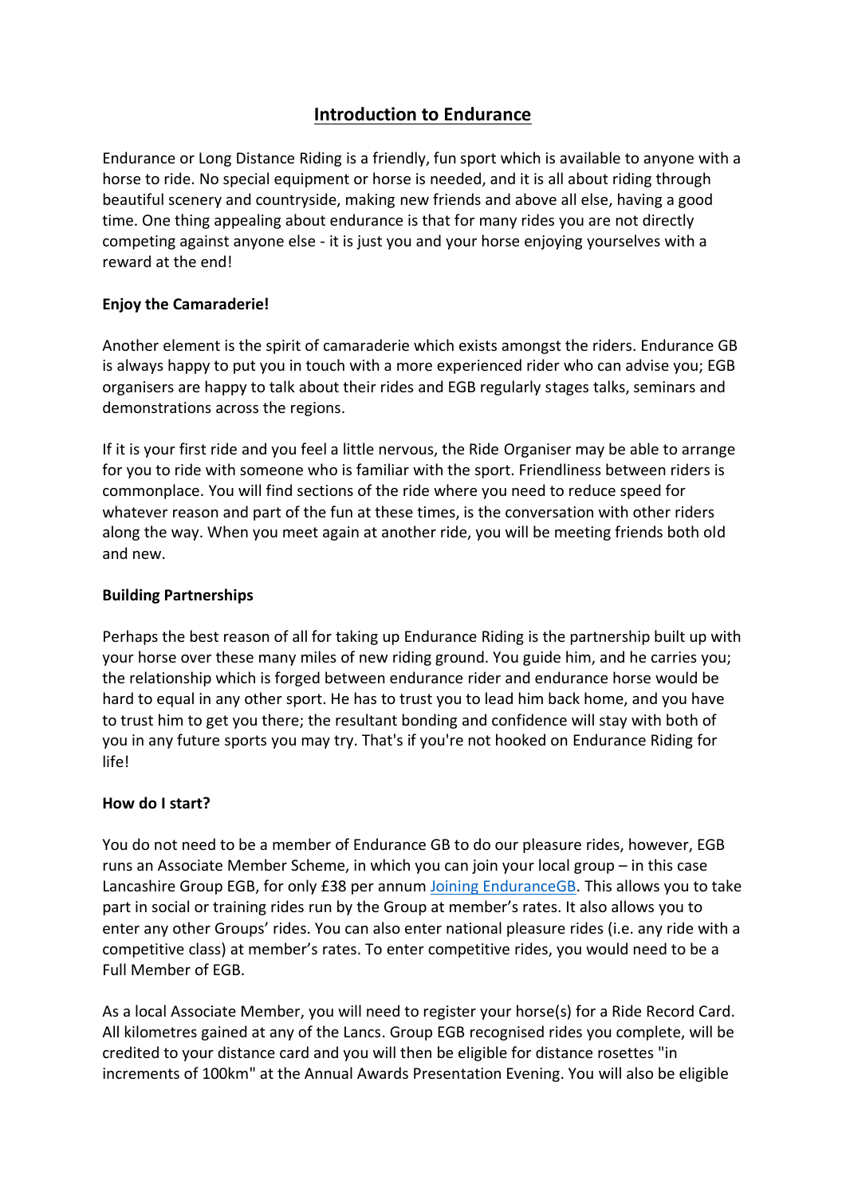# Introduction to Endurance

Endurance or Long Distance Riding is a friendly, fun sport which is available to anyone with a horse to ride. No special equipment or horse is needed, and it is all about riding through beautiful scenery and countryside, making new friends and above all else, having a good time. One thing appealing about endurance is that for many rides you are not directly competing against anyone else - it is just you and your horse enjoying yourselves with a reward at the end!

**Enjoy the Camaraderie!**

Another element is the spirit of camaraderie which exists amongst the riders. Endurance GB is always happy to put you in touch with a more experienced rider who can advise you; EGB organisers are happy to talk about their rides and EGB regularly stages talks, seminars and demonstrations across the regions.

If it is your first ride and you feel a little nervous, the Ride Organiser may be able to arrange for you to ride with someone who is familiar with the sport. Friendliness between riders is commonplace. You will find sections of the ride where you need to reduce speed for whatever reason and part of the fun at these times, is the conversation with other riders along the way. When you meet again at another ride, you will be meeting friends both old and new.

**Building Partnerships**

Perhaps the best reason of all for taking up Endurance Riding is the partnership built up with your horse over these many miles of new riding ground. You guide him, and he carries you; the relationship which is forged between endurance rider and endurance horse would be hard to equal in any other sport. He has to trust you to lead him back home, and you have to trust him to get you there; the resultant bonding and confidence will stay with both of you in any future sports you may try. That's if you're not hooked on Endurance Riding for life!

**How do I start?**

You do not need to be a member of Endurance GB to do our pleasure rides, however, EGB runs an Associate Member Scheme, in which you can join your local group – in this case Lancashire Group EGB, for only £38 per annum Joining EnduranceGB. This allows you to take part in social or training rides run by the Group at member's rates. It also allows you to enter any other Groups' rides. You can also enter national pleasure rides (i.e. any ride with a competitive class) at member's rates. To enter competitive rides, you would need to be a Full Member of EGB.

As a local Associate Member, you will need to register your horse(s) for a Ride Record Card. All kilometres gained at any of the Lancs. Group EGB recognised rides you complete, will be credited to your distance card and you will then be eligible for distance rosettes "in increments of 100km" at the Annual Awards Presentation Evening. You will also be eligible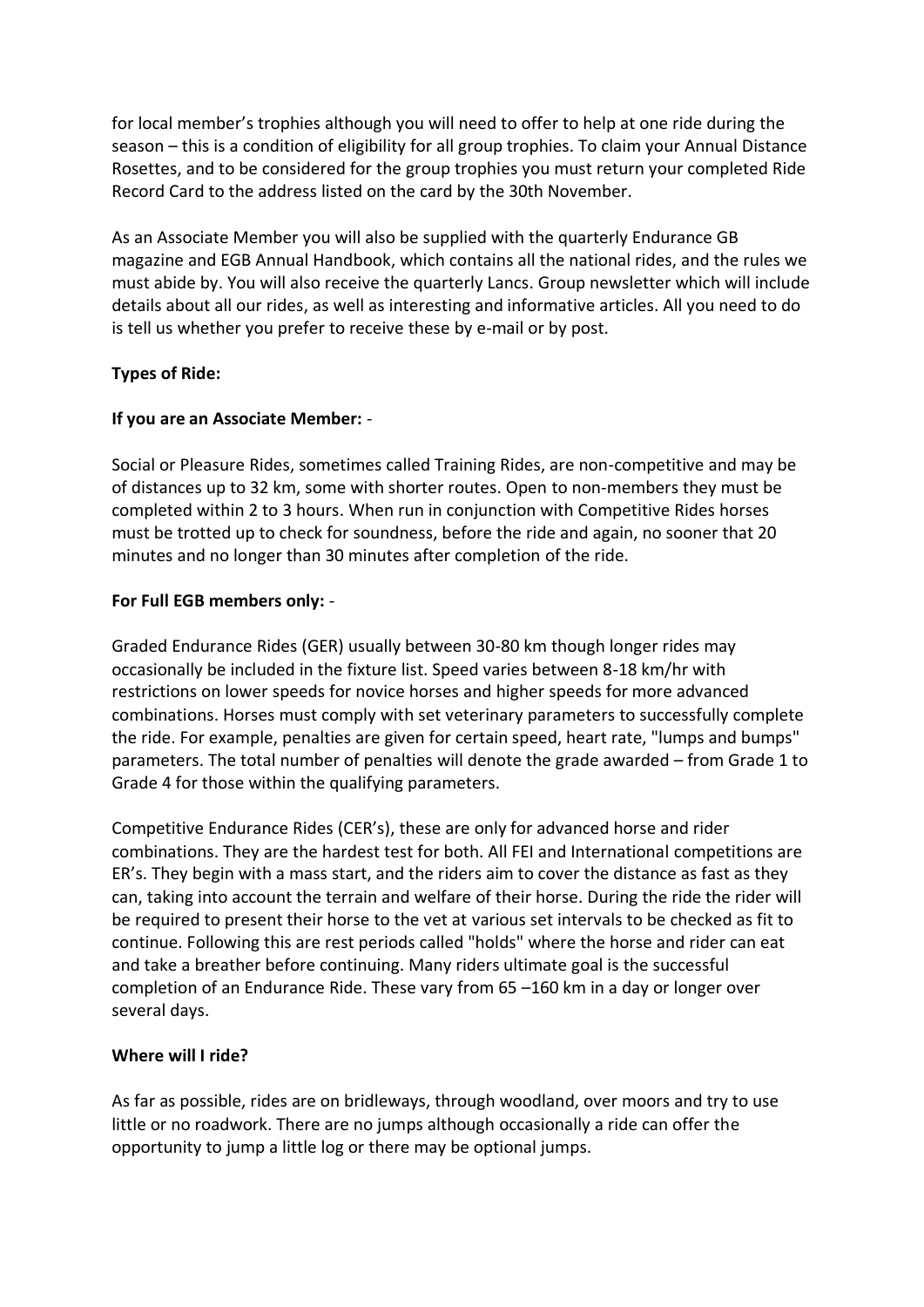for local member's trophies although you will need to offer to help at one ride during the season – this is a condition of eligibility for all group trophies. To claim your Annual Distance Rosettes, and to be considered for the group trophies you must return your completed Ride Record Card to the address listed on the card by the 30th November.

As an Associate Member you will also be supplied with the quarterly Endurance GB magazine and EGB Annual Handbook, which contains all the national rides, and the rules we must abide by. You will also receive the quarterly Lancs. Group newsletter which will include details about all our rides, as well as interesting and informative articles. All you need to do is tell us whether you prefer to receive these by e-mail or by post.

**Types of Ride:**

**If you are an Associate Member:** -

Social or Pleasure Rides, sometimes called Training Rides, are non-competitive and may be of distances up to 32 km, some with shorter routes. Open to non-members they must be completed within 2 to 3 hours. When run in conjunction with Competitive Rides horses must be trotted up to check for soundness, before the ride and again, no sooner that 20 minutes and no longer than 30 minutes after completion of the ride.

**For Full EGB members only:** -

Graded Endurance Rides (GER) usually between 30-80 km though longer rides may occasionally be included in the fixture list. Speed varies between 8-18 km/hr with restrictions on lower speeds for novice horses and higher speeds for more advanced combinations. Horses must comply with set veterinary parameters to successfully complete the ride. For example, penalties are given for certain speed, heart rate, "lumps and bumps" parameters. The total number of penalties will denote the grade awarded – from Grade 1 to Grade 4 for those within the qualifying parameters.

Competitive Endurance Rides (CER's), these are only for advanced horse and rider combinations. They are the hardest test for both. All FEI and International competitions are ER's. They begin with a mass start, and the riders aim to cover the distance as fast as they can, taking into account the terrain and welfare of their horse. During the ride the rider will be required to present their horse to the vet at various set intervals to be checked as fit to continue. Following this are rest periods called "holds" where the horse and rider can eat and take a breather before continuing. Many riders ultimate goal is the successful completion of an Endurance Ride. These vary from 65 –160 km in a day or longer over several days.

**Where will I ride?**

As far as possible, rides are on bridleways, through woodland, over moors and try to use little or no roadwork. There are no jumps although occasionally a ride can offer the opportunity to jump a little log or there may be optional jumps.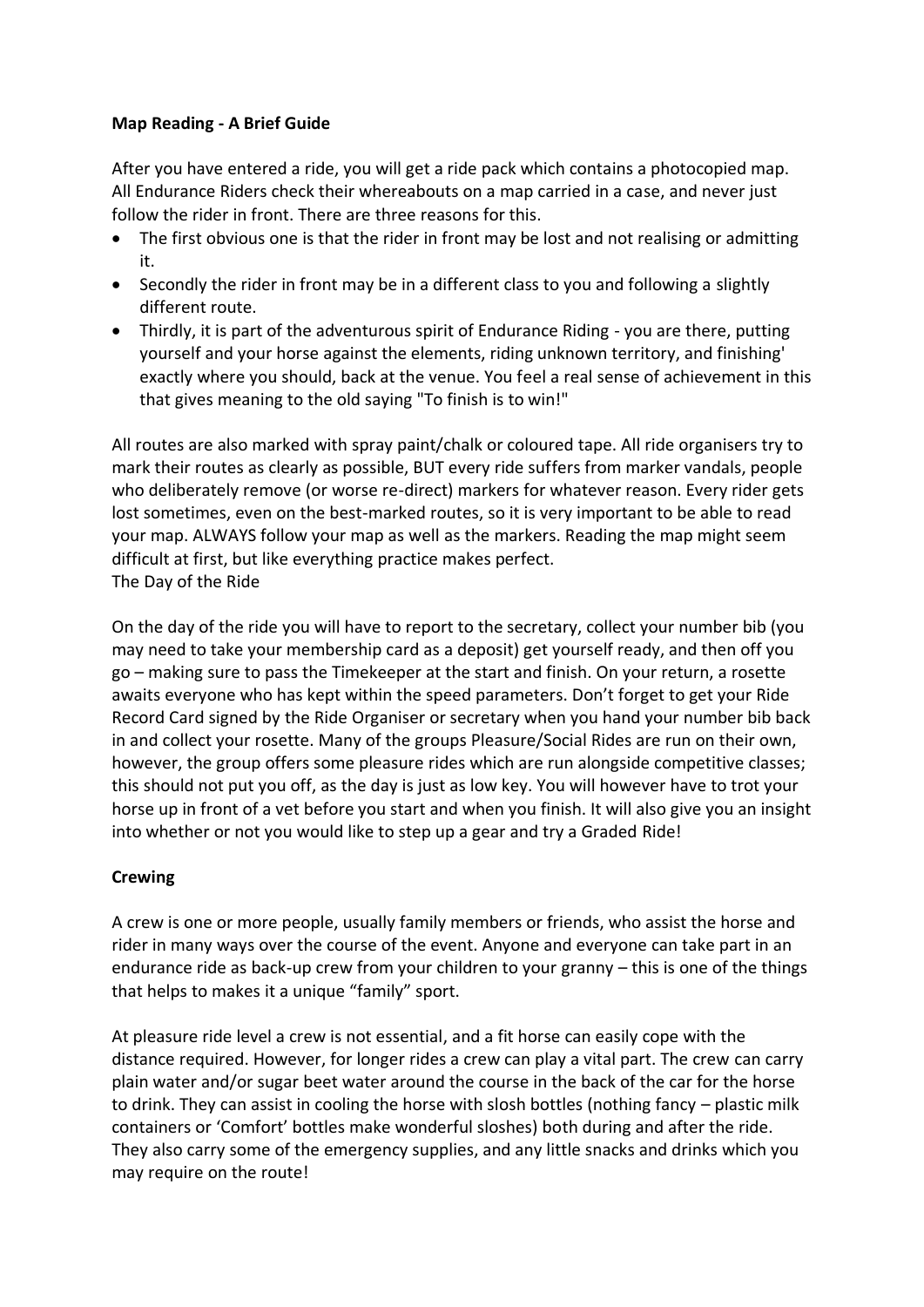**Map Reading - A Brief Guide**

After you have entered a ride, you will get a ride pack which contains a photocopied map. All Endurance Riders check their whereabouts on a map carried in a case, and never just follow the rider in front. There are three reasons for this.

- The first obvious one is that the rider in front may be lost and not realising or admitting it.
- Secondly the rider in front may be in a different class to you and following a slightly different route.
- Thirdly, it is part of the adventurous spirit of Endurance Riding - you are there, putting yourself and your horse against the elements, riding unknown territory, and finishing' exactly where you should, back at the venue. You feel a real sense of achievement in this that gives meaning to the old saying "To finish is to win!"

All routes are also marked with spray paint/chalk or coloured tape. All ride organisers try to mark their routes as clearly as possible, BUT every ride suffers from marker vandals, people who deliberately remove (or worse re-direct) markers for whatever reason. Every rider gets lost sometimes, even on the best-marked routes, so it is very important to be able to read your map. ALWAYS follow your map as well as the markers. Reading the map might seem difficult at first, but like everything practice makes perfect.
The Day of the Ride

On the day of the ride you will have to report to the secretary, collect your number bib (you may need to take your membership card as a deposit) get yourself ready, and then off you go – making sure to pass the Timekeeper at the start and finish. On your return, a rosette awaits everyone who has kept within the speed parameters. Don't forget to get your Ride Record Card signed by the Ride Organiser or secretary when you hand your number bib back in and collect your rosette. Many of the groups Pleasure/Social Rides are run on their own, however, the group offers some pleasure rides which are run alongside competitive classes; this should not put you off, as the day is just as low key. You will however have to trot your horse up in front of a vet before you start and when you finish. It will also give you an insight into whether or not you would like to step up a gear and try a Graded Ride!

**Crewing**

A crew is one or more people, usually family members or friends, who assist the horse and rider in many ways over the course of the event. Anyone and everyone can take part in an endurance ride as back-up crew from your children to your granny – this is one of the things that helps to makes it a unique "family" sport.

At pleasure ride level a crew is not essential, and a fit horse can easily cope with the distance required. However, for longer rides a crew can play a vital part. The crew can carry plain water and/or sugar beet water around the course in the back of the car for the horse to drink. They can assist in cooling the horse with slosh bottles (nothing fancy – plastic milk containers or 'Comfort' bottles make wonderful sloshes) both during and after the ride. They also carry some of the emergency supplies, and any little snacks and drinks which you may require on the route!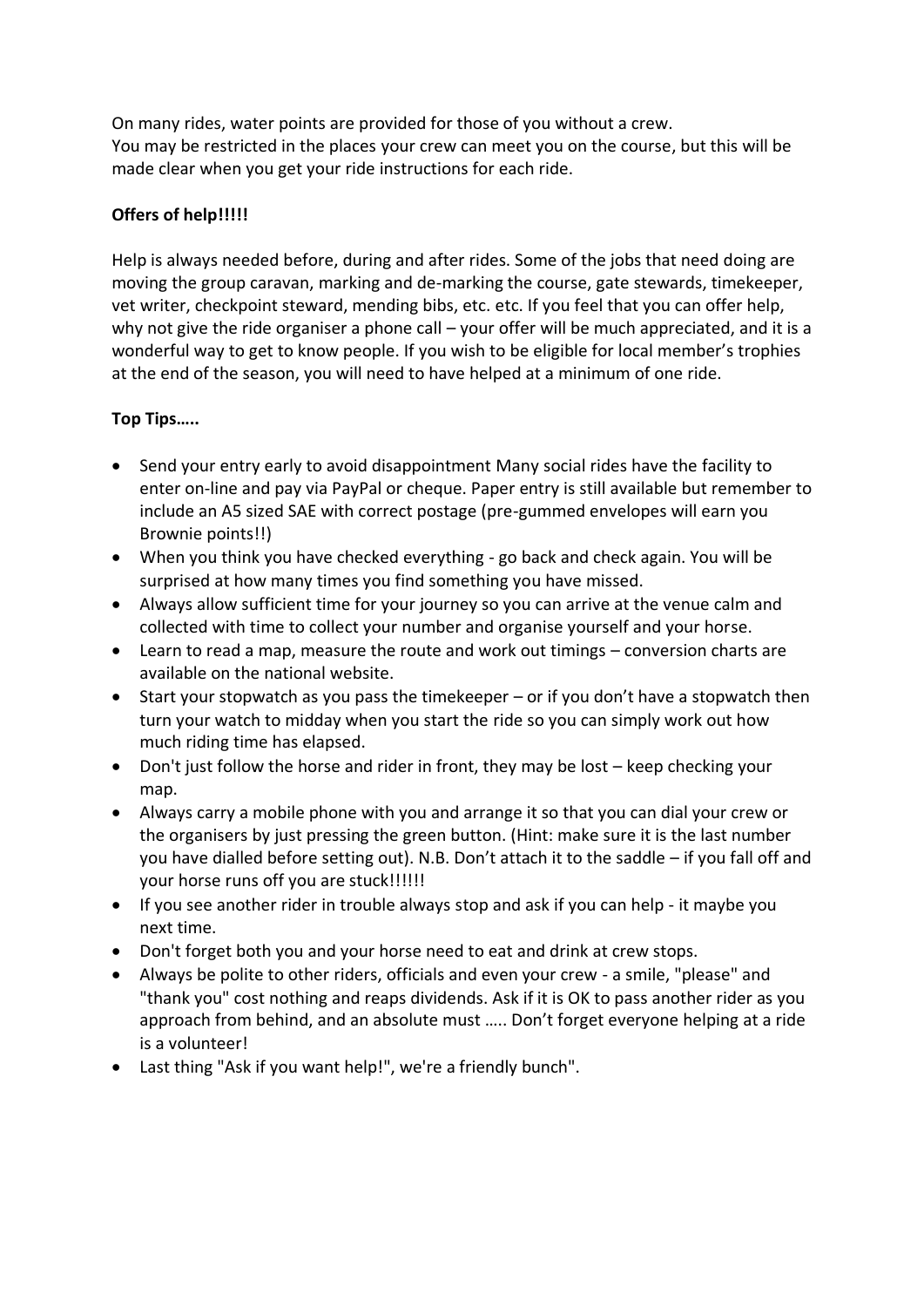On many rides, water points are provided for those of you without a crew.
You may be restricted in the places your crew can meet you on the course, but this will be made clear when you get your ride instructions for each ride.

**Offers of help!!!!!**

Help is always needed before, during and after rides. Some of the jobs that need doing are moving the group caravan, marking and de-marking the course, gate stewards, timekeeper, vet writer, checkpoint steward, mending bibs, etc. etc. If you feel that you can offer help, why not give the ride organiser a phone call – your offer will be much appreciated, and it is a wonderful way to get to know people. If you wish to be eligible for local member's trophies at the end of the season, you will need to have helped at a minimum of one ride.

**Top Tips…..**

- Send your entry early to avoid disappointment Many social rides have the facility to enter on-line and pay via PayPal or cheque. Paper entry is still available but remember to include an A5 sized SAE with correct postage (pre-gummed envelopes will earn you Brownie points!!)
- When you think you have checked everything - go back and check again. You will be surprised at how many times you find something you have missed.
- Always allow sufficient time for your journey so you can arrive at the venue calm and collected with time to collect your number and organise yourself and your horse.
- Learn to read a map, measure the route and work out timings – conversion charts are available on the national website.
- Start your stopwatch as you pass the timekeeper – or if you don't have a stopwatch then turn your watch to midday when you start the ride so you can simply work out how much riding time has elapsed.
- Don't just follow the horse and rider in front, they may be lost – keep checking your map.
- Always carry a mobile phone with you and arrange it so that you can dial your crew or the organisers by just pressing the green button. (Hint: make sure it is the last number you have dialled before setting out). N.B. Don't attach it to the saddle – if you fall off and your horse runs off you are stuck!!!!!!
- If you see another rider in trouble always stop and ask if you can help - it maybe you next time.
- Don't forget both you and your horse need to eat and drink at crew stops.
- Always be polite to other riders, officials and even your crew - a smile, "please" and "thank you" cost nothing and reaps dividends. Ask if it is OK to pass another rider as you approach from behind, and an absolute must ….. Don't forget everyone helping at a ride is a volunteer!
- Last thing "Ask if you want help!", we're a friendly bunch".